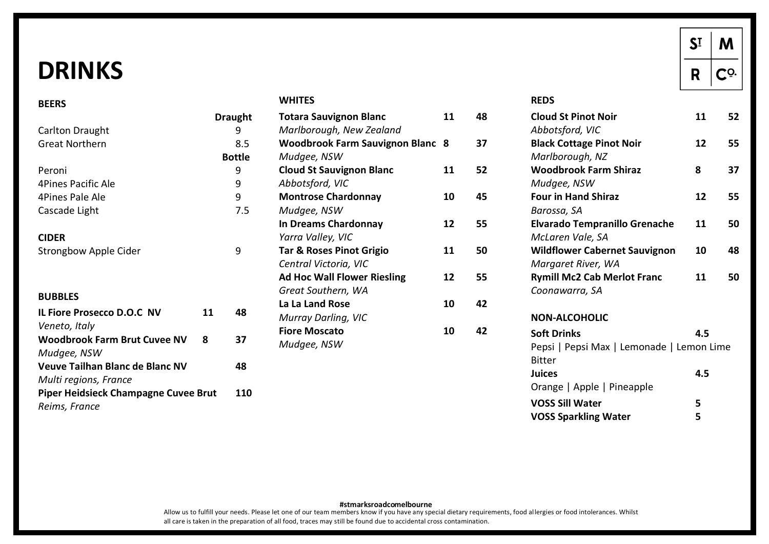# DRINKS

St M R Co.

## BEERS

| | Draught |
|---|---|
| Carlton Draught | 9 |
| Great Northern | 8.5 |
| | **Bottle** |
| Peroni | 9 |
| 4Pines Pacific Ale | 9 |
| 4Pines Pale Ale | 9 |
| Cascade Light | 7.5 |

## CIDER

| | |
|---|---|
| Strongbow Apple Cider | 9 |

## BUBBLES

| | | |
|---|---|---|
| **IL Fiore Prosecco D.O.C NV** *Veneto, Italy* | **11** | **48** |
| **Woodbrook Farm Brut Cuvee NV** *Mudgee, NSW* | **8** | **37** |
| **Veuve Tailhan Blanc de Blanc NV** *Multi regions, France* | | **48** |
| **Piper Heidsieck Champagne Cuvee Brut** *Reims, France* | | **110** |

## WHITES

| | | |
|---|---|---|
| **Totara Sauvignon Blanc** *Marlborough, New Zealand* | **11** | **48** |
| **Woodbrook Farm Sauvignon Blanc** *Mudgee, NSW* | **8** | **37** |
| **Cloud St Sauvignon Blanc** *Abbotsford, VIC* | **11** | **52** |
| **Montrose Chardonnay** *Mudgee, NSW* | **10** | **45** |
| **In Dreams Chardonnay** *Yarra Valley, VIC* | **12** | **55** |
| **Tar & Roses Pinot Grigio** *Central Victoria, VIC* | **11** | **50** |
| **Ad Hoc Wall Flower Riesling** *Great Southern, WA* | **12** | **55** |
| **La La Land Rose** *Murray Darling, VIC* | **10** | **42** |
| **Fiore Moscato** *Mudgee, NSW* | **10** | **42** |

## REDS

| | | |
|---|---|---|
| **Cloud St Pinot Noir** *Abbotsford, VIC* | **11** | **52** |
| **Black Cottage Pinot Noir** *Marlborough, NZ* | **12** | **55** |
| **Woodbrook Farm Shiraz** *Mudgee, NSW* | **8** | **37** |
| **Four in Hand Shiraz** *Barossa, SA* | **12** | **55** |
| **Elvarado Tempranillo Grenache** *McLaren Vale, SA* | **11** | **50** |
| **Wildflower Cabernet Sauvignon** *Margaret River, WA* | **10** | **48** |
| **Rymill Mc2 Cab Merlot Franc** *Coonawarra, SA* | **11** | **50** |

## NON-ALCOHOLIC

| | |
|---|---|
| **Soft Drinks** | **4.5** |
| Pepsi \| Pepsi Max \| Lemonade \| Lemon Lime Bitter | |
| **Juices** | **4.5** |
| Orange \| Apple \| Pineapple | |
| **VOSS Sill Water** | **5** |
| **VOSS Sparkling Water** | **5** |

**#stmarksroadcomelbourne**

Allow us to fulfill your needs. Please let one of our team members know if you have any special dietary requirements, food allergies or food intolerances. Whilst all care is taken in the preparation of all food, traces may still be found due to accidental cross contamination.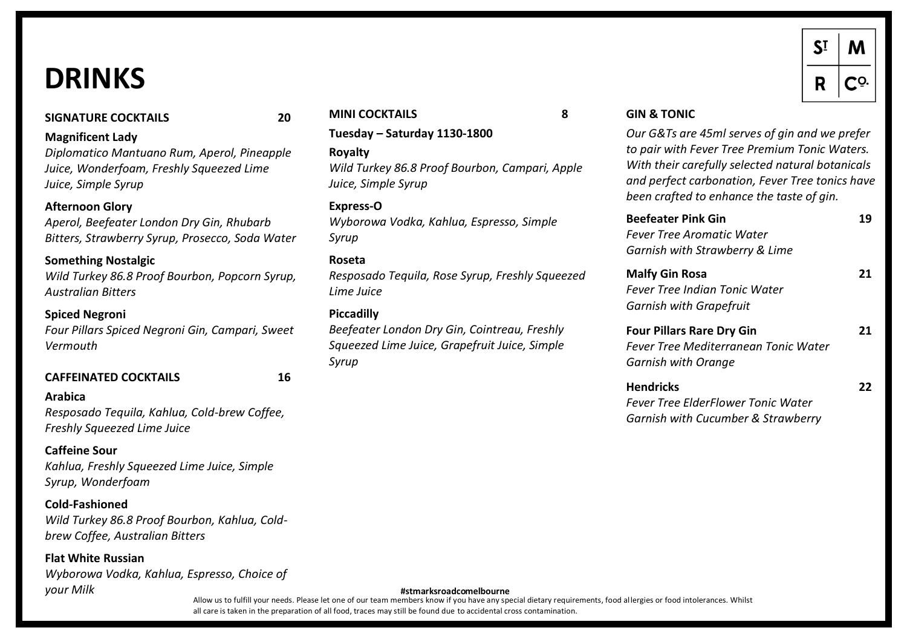# DRINKS

### SIGNATURE COCKTAILS 20

**Magnificent Lady**
*Diplomatico Mantuano Rum, Aperol, Pineapple Juice, Wonderfoam, Freshly Squeezed Lime Juice, Simple Syrup*

**Afternoon Glory**
*Aperol, Beefeater London Dry Gin, Rhubarb Bitters, Strawberry Syrup, Prosecco, Soda Water*

**Something Nostalgic**
*Wild Turkey 86.8 Proof Bourbon, Popcorn Syrup, Australian Bitters*

**Spiced Negroni**
*Four Pillars Spiced Negroni Gin, Campari, Sweet Vermouth*

### CAFFEINATED COCKTAILS 16

**Arabica**
*Resposado Tequila, Kahlua, Cold-brew Coffee, Freshly Squeezed Lime Juice*

**Caffeine Sour**
*Kahlua, Freshly Squeezed Lime Juice, Simple Syrup, Wonderfoam*

**Cold-Fashioned**
*Wild Turkey 86.8 Proof Bourbon, Kahlua, Cold-brew Coffee, Australian Bitters*

**Flat White Russian**
*Wyborowa Vodka, Kahlua, Espresso, Choice of your Milk*

### MINI COCKTAILS 8

**Tuesday – Saturday 1130-1800**

**Royalty**
*Wild Turkey 86.8 Proof Bourbon, Campari, Apple Juice, Simple Syrup*

**Express-O**
*Wyborowa Vodka, Kahlua, Espresso, Simple Syrup*

**Roseta**
*Resposado Tequila, Rose Syrup, Freshly Squeezed Lime Juice*

**Piccadilly**
*Beefeater London Dry Gin, Cointreau, Freshly Squeezed Lime Juice, Grapefruit Juice, Simple Syrup*

### GIN & TONIC

*Our G&Ts are 45ml serves of gin and we prefer to pair with Fever Tree Premium Tonic Waters. With their carefully selected natural botanicals and perfect carbonation, Fever Tree tonics have been crafted to enhance the taste of gin.*

**Beefeater Pink Gin** 19
*Fever Tree Aromatic Water*
*Garnish with Strawberry & Lime*

**Malfy Gin Rosa** 21
*Fever Tree Indian Tonic Water*
*Garnish with Grapefruit*

**Four Pillars Rare Dry Gin** 21
*Fever Tree Mediterranean Tonic Water*
*Garnish with Orange*

**Hendricks** 22
*Fever Tree ElderFlower Tonic Water*
*Garnish with Cucumber & Strawberry*

**#stmarksroadcomelbourne**

Allow us to fulfill your needs. Please let one of our team members know if you have any special dietary requirements, food allergies or food intolerances. Whilst all care is taken in the preparation of all food, traces may still be found due to accidental cross contamination.